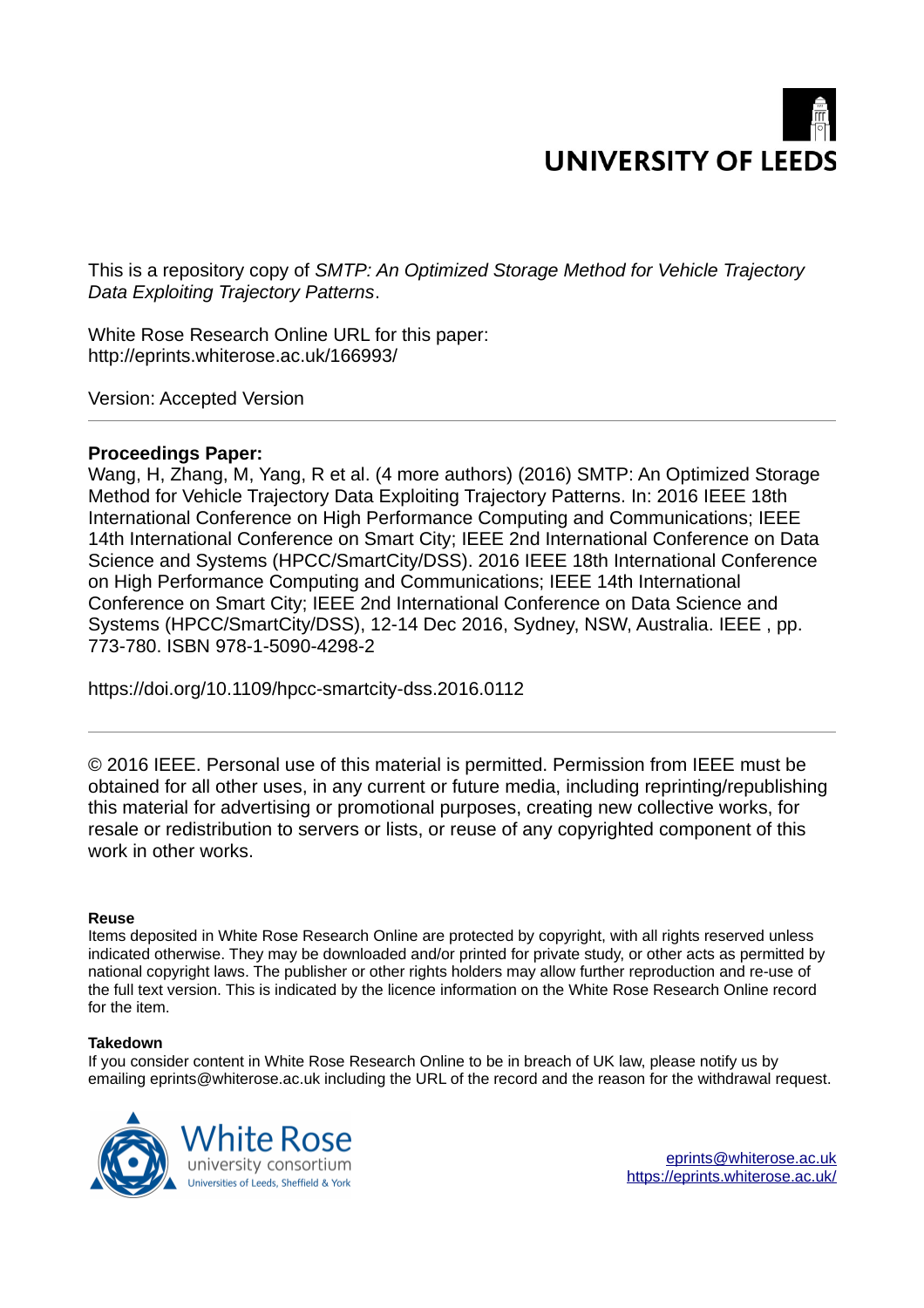UNIVERSITY OF LEEDS

This is a repository copy of *SMTP: An Optimized Storage Method for Vehicle Trajectory Data Exploiting Trajectory Patterns*.

White Rose Research Online URL for this paper:
http://eprints.whiterose.ac.uk/166993/

Version: Accepted Version

---

**Proceedings Paper:**

Wang, H, Zhang, M, Yang, R et al. (4 more authors) (2016) SMTP: An Optimized Storage Method for Vehicle Trajectory Data Exploiting Trajectory Patterns. In: 2016 IEEE 18th International Conference on High Performance Computing and Communications; IEEE 14th International Conference on Smart City; IEEE 2nd International Conference on Data Science and Systems (HPCC/SmartCity/DSS). 2016 IEEE 18th International Conference on High Performance Computing and Communications; IEEE 14th International Conference on Smart City; IEEE 2nd International Conference on Data Science and Systems (HPCC/SmartCity/DSS), 12-14 Dec 2016, Sydney, NSW, Australia. IEEE , pp. 773-780. ISBN 978-1-5090-4298-2

https://doi.org/10.1109/hpcc-smartcity-dss.2016.0112

---

© 2016 IEEE. Personal use of this material is permitted. Permission from IEEE must be obtained for all other uses, in any current or future media, including reprinting/republishing this material for advertising or promotional purposes, creating new collective works, for resale or redistribution to servers or lists, or reuse of any copyrighted component of this work in other works.

**Reuse**

Items deposited in White Rose Research Online are protected by copyright, with all rights reserved unless indicated otherwise. They may be downloaded and/or printed for private study, or other acts as permitted by national copyright laws. The publisher or other rights holders may allow further reproduction and re-use of the full text version. This is indicated by the licence information on the White Rose Research Online record for the item.

**Takedown**

If you consider content in White Rose Research Online to be in breach of UK law, please notify us by emailing eprints@whiterose.ac.uk including the URL of the record and the reason for the withdrawal request.

White Rose university consortium
Universities of Leeds, Sheffield & York

eprints@whiterose.ac.uk
https://eprints.whiterose.ac.uk/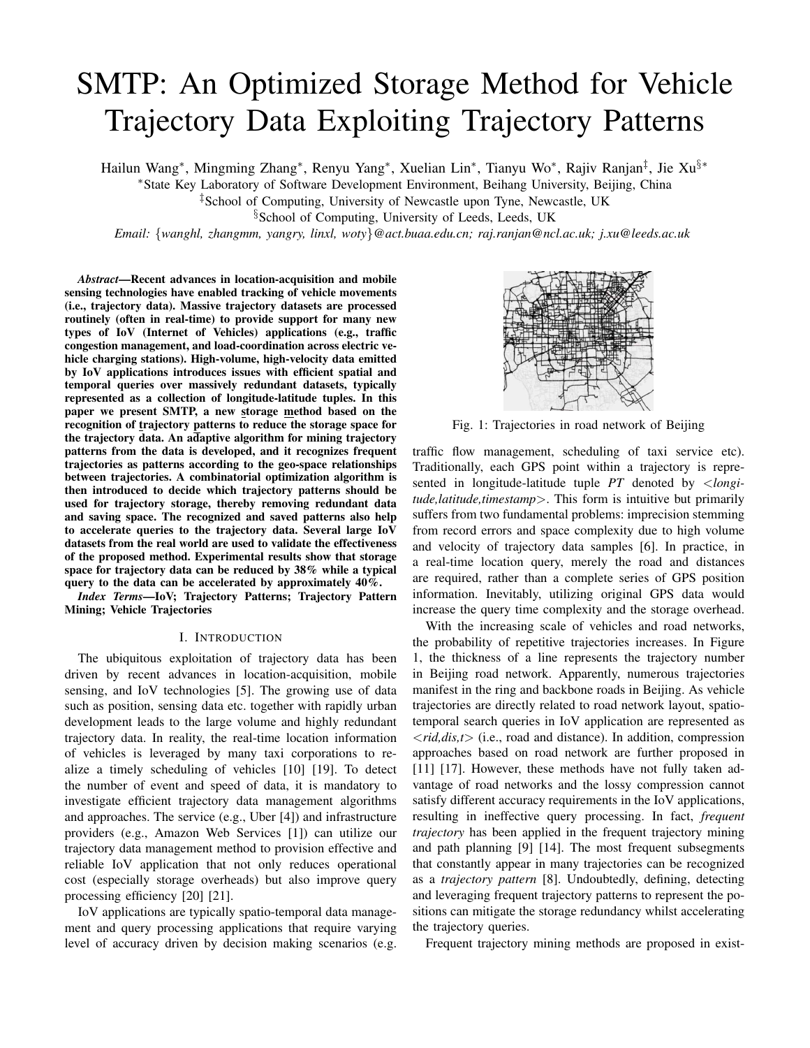# SMTP: An Optimized Storage Method for Vehicle Trajectory Data Exploiting Trajectory Patterns

Hailun Wang*, Mingming Zhang*, Renyu Yang*, Xuelian Lin*, Tianyu Wo*, Rajiv Ranjan‡, Jie Xu§*

*State Key Laboratory of Software Development Environment, Beihang University, Beijing, China

‡School of Computing, University of Newcastle upon Tyne, Newcastle, UK

§School of Computing, University of Leeds, Leeds, UK

*Email: {wanghl, zhangmm, yangry, linxl, woty}@act.buaa.edu.cn; raj.ranjan@ncl.ac.uk; j.xu@leeds.ac.uk*

***Abstract*—Recent advances in location-acquisition and mobile sensing technologies have enabled tracking of vehicle movements (i.e., trajectory data). Massive trajectory datasets are processed routinely (often in real-time) to provide support for many new types of IoV (Internet of Vehicles) applications (e.g., traffic congestion management, and load-coordination across electric vehicle charging stations). High-volume, high-velocity data emitted by IoV applications introduces issues with efficient spatial and temporal queries over massively redundant datasets, typically represented as a collection of longitude-latitude tuples. In this paper we present SMTP, a new storage method based on the recognition of trajectory patterns to reduce the storage space for the trajectory data. An adaptive algorithm for mining trajectory patterns from the data is developed, and it recognizes frequent trajectories as patterns according to the geo-space relationships between trajectories. A combinatorial optimization algorithm is then introduced to decide which trajectory patterns should be used for trajectory storage, thereby removing redundant data and saving space. The recognized and saved patterns also help to accelerate queries to the trajectory data. Several large IoV datasets from the real world are used to validate the effectiveness of the proposed method. Experimental results show that storage space for trajectory data can be reduced by 38% while a typical query to the data can be accelerated by approximately 40%.**

***Index Terms*—IoV; Trajectory Patterns; Trajectory Pattern Mining; Vehicle Trajectories**

## I. Introduction

The ubiquitous exploitation of trajectory data has been driven by recent advances in location-acquisition, mobile sensing, and IoV technologies [5]. The growing use of data such as position, sensing data etc. together with rapidly urban development leads to the large volume and highly redundant trajectory data. In reality, the real-time location information of vehicles is leveraged by many taxi corporations to realize a timely scheduling of vehicles [10] [19]. To detect the number of event and speed of data, it is mandatory to investigate efficient trajectory data management algorithms and approaches. The service (e.g., Uber [4]) and infrastructure providers (e.g., Amazon Web Services [1]) can utilize our trajectory data management method to provision effective and reliable IoV application that not only reduces operational cost (especially storage overheads) but also improve query processing efficiency [20] [21].

IoV applications are typically spatio-temporal data management and query processing applications that require varying level of accuracy driven by decision making scenarios (e.g. traffic flow management, scheduling of taxi service etc). Traditionally, each GPS point within a trajectory is represented in longitude-latitude tuple *PT* denoted by *<longitude,latitude,timestamp>*. This form is intuitive but primarily suffers from two fundamental problems: imprecision stemming from record errors and space complexity due to high volume and velocity of trajectory data samples [6]. In practice, in a real-time location query, merely the road and distances are required, rather than a complete series of GPS position information. Inevitably, utilizing original GPS data would increase the query time complexity and the storage overhead.

Fig. 1: Trajectories in road network of Beijing

With the increasing scale of vehicles and road networks, the probability of repetitive trajectories increases. In Figure 1, the thickness of a line represents the trajectory number in Beijing road network. Apparently, numerous trajectories manifest in the ring and backbone roads in Beijing. As vehicle trajectories are directly related to road network layout, spatio-temporal search queries in IoV application are represented as *<rid,dis,t>* (i.e., road and distance). In addition, compression approaches based on road network are further proposed in [11] [17]. However, these methods have not fully taken advantage of road networks and the lossy compression cannot satisfy different accuracy requirements in the IoV applications, resulting in ineffective query processing. In fact, *frequent trajectory* has been applied in the frequent trajectory mining and path planning [9] [14]. The most frequent subsegments that constantly appear in many trajectories can be recognized as a *trajectory pattern* [8]. Undoubtedly, defining, detecting and leveraging frequent trajectory patterns to represent the positions can mitigate the storage redundancy whilst accelerating the trajectory queries.

Frequent trajectory mining methods are proposed in exist-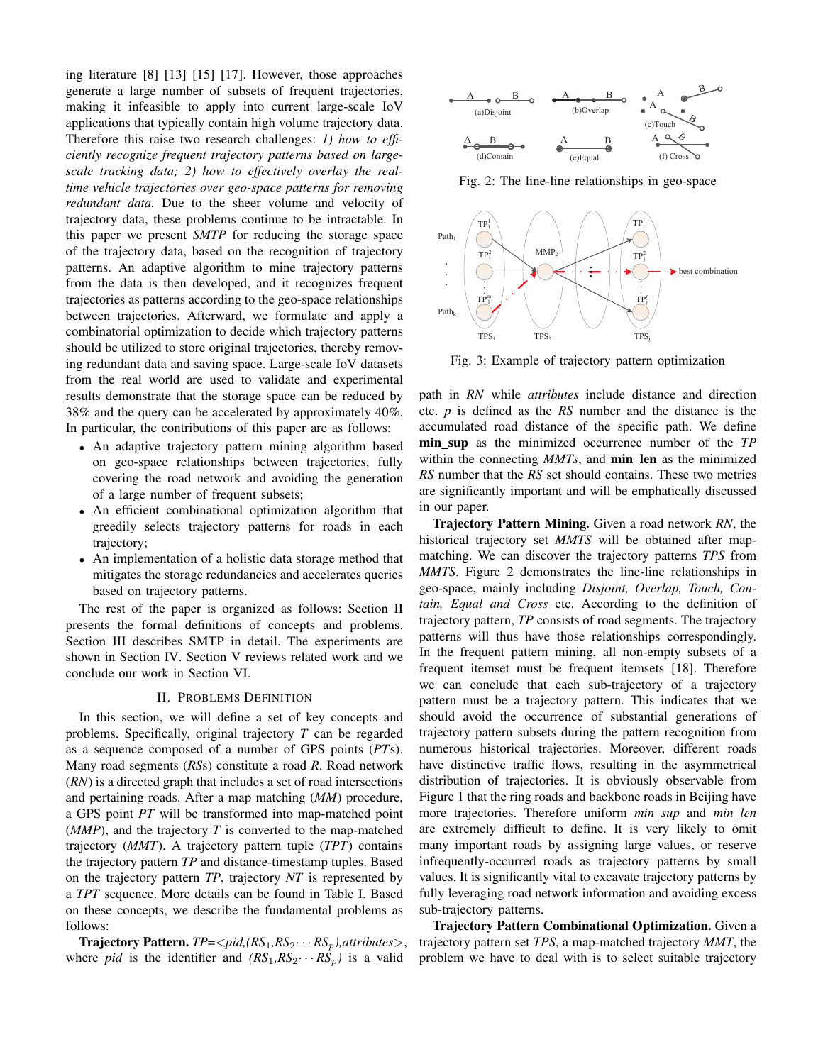ing literature [8] [13] [15] [17]. However, those approaches generate a large number of subsets of frequent trajectories, making it infeasible to apply into current large-scale IoV applications that typically contain high volume trajectory data. Therefore this raise two research challenges: *1) how to efficiently recognize frequent trajectory patterns based on large-scale tracking data; 2) how to effectively overlay the real-time vehicle trajectories over geo-space patterns for removing redundant data.* Due to the sheer volume and velocity of trajectory data, these problems continue to be intractable. In this paper we present *SMTP* for reducing the storage space of the trajectory data, based on the recognition of trajectory patterns. An adaptive algorithm to mine trajectory patterns from the data is then developed, and it recognizes frequent trajectories as patterns according to the geo-space relationships between trajectories. Afterward, we formulate and apply a combinatorial optimization to decide which trajectory patterns should be utilized to store original trajectories, thereby removing redundant data and saving space. Large-scale IoV datasets from the real world are used to validate and experimental results demonstrate that the storage space can be reduced by 38% and the query can be accelerated by approximately 40%. In particular, the contributions of this paper are as follows:

- An adaptive trajectory pattern mining algorithm based on geo-space relationships between trajectories, fully covering the road network and avoiding the generation of a large number of frequent subsets;
- An efficient combinational optimization algorithm that greedily selects trajectory patterns for roads in each trajectory;
- An implementation of a holistic data storage method that mitigates the storage redundancies and accelerates queries based on trajectory patterns.

The rest of the paper is organized as follows: Section II presents the formal definitions of concepts and problems. Section III describes SMTP in detail. The experiments are shown in Section IV. Section V reviews related work and we conclude our work in Section VI.

## II. Problems Definition

In this section, we will define a set of key concepts and problems. Specifically, original trajectory *T* can be regarded as a sequence composed of a number of GPS points (*PT*s). Many road segments (*RS*s) constitute a road *R*. Road network (*RN*) is a directed graph that includes a set of road intersections and pertaining roads. After a map matching (*MM*) procedure, a GPS point *PT* will be transformed into map-matched point (*MMP*), and the trajectory *T* is converted to the map-matched trajectory (*MMT*). A trajectory pattern tuple (*TPT*) contains the trajectory pattern *TP* and distance-timestamp tuples. Based on the trajectory pattern *TP*, trajectory *NT* is represented by a *TPT* sequence. More details can be found in Table I. Based on these concepts, we describe the fundamental problems as follows:

**Trajectory Pattern.** $TP$=<$pid$,($RS_1$,$RS_2 \cdots RS_p$),$attributes$>, where *pid* is the identifier and ($RS_1$,$RS_2 \cdots RS_p$) is a valid path in *RN* while *attributes* include distance and direction etc. *p* is defined as the *RS* number and the distance is the accumulated road distance of the specific path. We define **min_sup** as the minimized occurrence number of the *TP* within the connecting *MMT*s, and **min_len** as the minimized *RS* number that the *RS* set should contains. These two metrics are significantly important and will be emphatically discussed in our paper.

A B
(a)Disjoint
A B
(b)Overlap
A B A B
(c)Touch
A B
(d)Contain
A B
(e)Equal
A B
(f) Cross

Fig. 2: The line-line relationships in geo-space

Path$_1$
Path$_k$
$TP_1^1$
$TP_1^2$
$TP_1^m$
MMP$_2$
$TP_j^1$
$TP_j^2$
$TP_j^n$
best combination
TPS$_1$
TPS$_2$
TPS$_j$

Fig. 3: Example of trajectory pattern optimization

**Trajectory Pattern Mining.** Given a road network *RN*, the historical trajectory set *MMTS* will be obtained after map-matching. We can discover the trajectory patterns *TPS* from *MMTS*. Figure 2 demonstrates the line-line relationships in geo-space, mainly including *Disjoint, Overlap, Touch, Contain, Equal and Cross* etc. According to the definition of trajectory pattern, *TP* consists of road segments. The trajectory patterns will thus have those relationships correspondingly. In the frequent pattern mining, all non-empty subsets of a frequent itemset must be frequent itemsets [18]. Therefore we can conclude that each sub-trajectory of a trajectory pattern must be a trajectory pattern. This indicates that we should avoid the occurrence of substantial generations of trajectory pattern subsets during the pattern recognition from numerous historical trajectories. Moreover, different roads have distinctive traffic flows, resulting in the asymmetrical distribution of trajectories. It is obviously observable from Figure 1 that the ring roads and backbone roads in Beijing have more trajectories. Therefore uniform *min_sup* and *min_len* are extremely difficult to define. It is very likely to omit many important roads by assigning large values, or reserve infrequently-occurred roads as trajectory patterns by small values. It is significantly vital to excavate trajectory patterns by fully leveraging road network information and avoiding excess sub-trajectory patterns.

**Trajectory Pattern Combinational Optimization.** Given a trajectory pattern set *TPS*, a map-matched trajectory *MMT*, the problem we have to deal with is to select suitable trajectory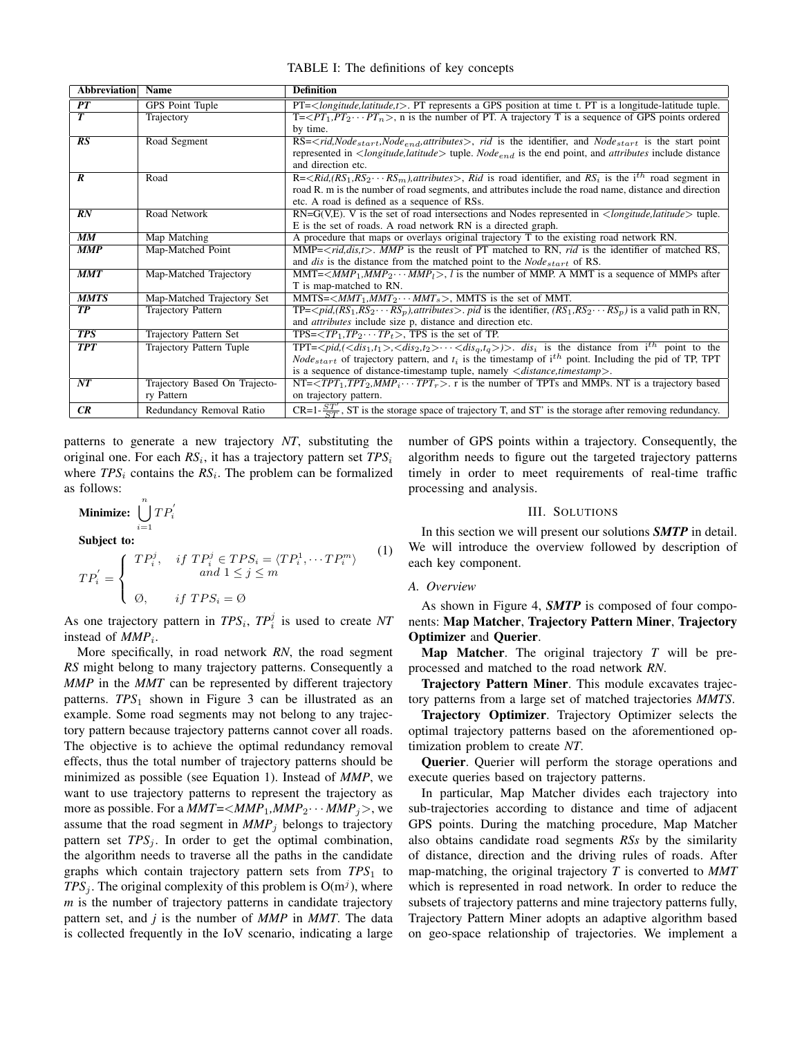TABLE I: The definitions of key concepts

| Abbreviation | Name | Definition |
|---|---|---|
| ***PT*** | GPS Point Tuple | PT=<*longitude,latitude,t*>. PT represents a GPS position at time t. PT is a longitude-latitude tuple. |
| ***T*** | Trajectory | T=< $PT_1$,$PT_2 \cdots PT_n$ >, n is the number of PT. A trajectory T is a sequence of GPS points ordered by time. |
| ***RS*** | Road Segment | RS=<*rid*,$Node_{start}$,$Node_{end}$,*attributes*>, *rid* is the identifier, and $Node_{start}$ is the start point represented in <*longitude,latitude*> tuple. $Node_{end}$ is the end point, and *attributes* include distance and direction etc. |
| ***R*** | Road | R=<*Rid*,($RS_1$,$RS_2 \cdots RS_m$),*attributes*>, *Rid* is road identifier, and $RS_i$ is the i$^{th}$ road segment in road R. m is the number of road segments, and attributes include the road name, distance and direction etc. A road is defined as a sequence of RSs. |
| ***RN*** | Road Network | RN=G(V,E). V is the set of road intersections and Nodes represented in <*longitude,latitude*> tuple. E is the set of roads. A road network RN is a directed graph. |
| ***MM*** | Map Matching | A procedure that maps or overlays original trajectory T to the existing road network RN. |
| ***MMP*** | Map-Matched Point | MMP=<*rid,dis,t*>. *MMP* is the reuslt of PT matched to RN, *rid* is the identifier of matched RS, and *dis* is the distance from the matched point to the $Node_{start}$ of RS. |
| ***MMT*** | Map-Matched Trajectory | MMT=< $MMP_1$,$MMP_2 \cdots MMP_l$ >, *l* is the number of MMP. A MMT is a sequence of MMPs after T is map-matched to RN. |
| ***MMTS*** | Map-Matched Trajectory Set | MMTS=< $MMT_1$,$MMT_2 \cdots MMT_s$ >, MMTS is the set of MMT. |
| ***TP*** | Trajectory Pattern | TP=<*pid*,($RS_1$,$RS_2 \cdots RS_p$),*attributes*>. *pid* is the identifier, ($RS_1$,$RS_2 \cdots RS_p$) is a valid path in RN, and *attributes* include size p, distance and direction etc. |
| ***TPS*** | Trajectory Pattern Set | TPS=< $TP_1$,$TP_2 \cdots TP_t$ >, TPS is the set of TP. |
| ***TPT*** | Trajectory Pattern Tuple | TPT=<*pid*,(<$dis_1$,$t_1$>,<$dis_2$,$t_2$>$\cdots$<$dis_q$,$t_q$>)>. $dis_i$ is the distance from i$^{th}$ point to the $Node_{start}$ of trajectory pattern, and $t_i$ is the timestamp of i$^{th}$ point. Including the pid of TP, TPT is a sequence of distance-timestamp tuple, namely <*distance,timestamp*>. |
| ***NT*** | Trajectory Based On Trajectory Pattern | NT=< $TPT_1$,$TPT_2$,$MMP_i \cdots TPT_r$ >. r is the number of TPTs and MMPs. NT is a trajectory based on trajectory pattern. |
| ***CR*** | Redundancy Removal Ratio | CR=1-$\frac{ST'}{ST}$, ST is the storage space of trajectory T, and ST' is the storage after removing redundancy. |

patterns to generate a new trajectory *NT*, substituting the original one. For each $RS_i$, it has a trajectory pattern set $TPS_i$ where $TPS_i$ contains the $RS_i$. The problem can be formalized as follows:

**Minimize:** $\bigcup_{i=1}^{n} TP_i^{'}$

**Subject to:**

$$TP_i^{'} = \begin{cases} TP_i^j, & if\ TP_i^j \in TPS_i = \langle TP_i^1, \cdots TP_i^m \rangle \\ & and\ 1 \le j \le m \\ \emptyset, & if\ TPS_i = \emptyset \end{cases} \tag{1}$$

As one trajectory pattern in $TPS_i$, $TP_i^j$ is used to create *NT* instead of $MMP_i$.

More specifically, in road network *RN*, the road segment *RS* might belong to many trajectory patterns. Consequently a *MMP* in the *MMT* can be represented by different trajectory patterns. $TPS_1$ shown in Figure 3 can be illustrated as an example. Some road segments may not belong to any trajectory pattern because trajectory patterns cannot cover all roads. The objective is to achieve the optimal redundancy removal effects, thus the total number of trajectory patterns should be minimized as possible (see Equation 1). Instead of *MMP*, we want to use trajectory patterns to represent the trajectory as more as possible. For a *MMT*=<$MMP_1$,$MMP_2 \cdots MMP_j$>, we assume that the road segment in $MMP_j$ belongs to trajectory pattern set $TPS_j$. In order to get the optimal combination, the algorithm needs to traverse all the paths in the candidate graphs which contain trajectory pattern sets from $TPS_1$ to $TPS_j$. The original complexity of this problem is O($m^j$), where *m* is the number of trajectory patterns in candidate trajectory pattern set, and *j* is the number of *MMP* in *MMT*. The data is collected frequently in the IoV scenario, indicating a large number of GPS points within a trajectory. Consequently, the algorithm needs to figure out the targeted trajectory patterns timely in order to meet requirements of real-time traffic processing and analysis.

## III. Solutions

In this section we will present our solutions ***SMTP*** in detail. We will introduce the overview followed by description of each key component.

### A. Overview

As shown in Figure 4, ***SMTP*** is composed of four components: **Map Matcher**, **Trajectory Pattern Miner**, **Trajectory Optimizer** and **Querier**.

**Map Matcher**. The original trajectory *T* will be preprocessed and matched to the road network *RN*.

**Trajectory Pattern Miner**. This module excavates trajectory patterns from a large set of matched trajectories *MMTS*.

**Trajectory Optimizer**. Trajectory Optimizer selects the optimal trajectory patterns based on the aforementioned optimization problem to create *NT*.

**Querier**. Querier will perform the storage operations and execute queries based on trajectory patterns.

In particular, Map Matcher divides each trajectory into sub-trajectories according to distance and time of adjacent GPS points. During the matching procedure, Map Matcher also obtains candidate road segments *RSs* by the similarity of distance, direction and the driving rules of roads. After map-matching, the original trajectory *T* is converted to *MMT* which is represented in road network. In order to reduce the subsets of trajectory patterns and mine trajectory patterns fully, Trajectory Pattern Miner adopts an adaptive algorithm based on geo-space relationship of trajectories. We implement a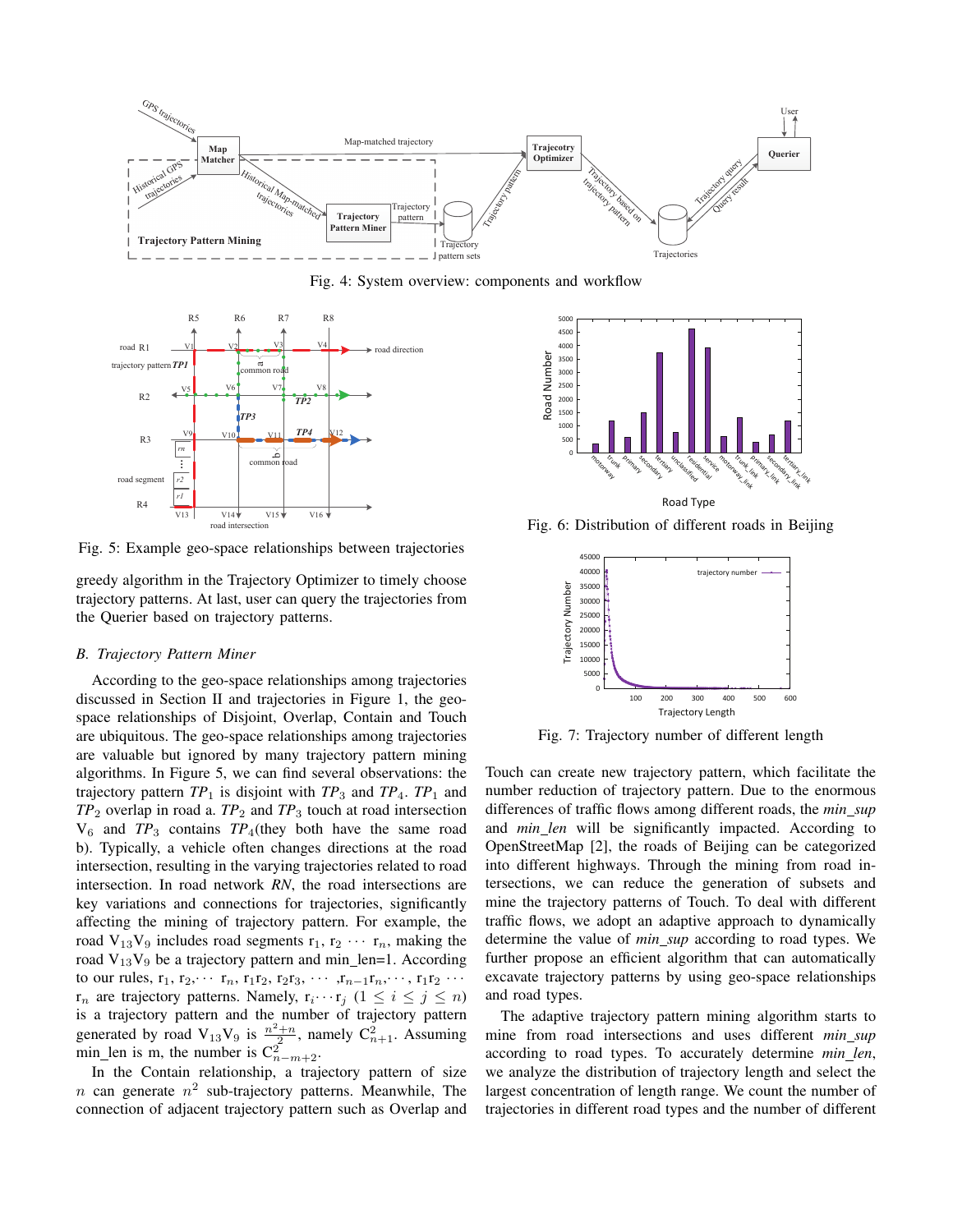Fig. 4: System overview: components and workflow

Fig. 5: Example geo-space relationships between trajectories

Fig. 6: Distribution of different roads in Beijing

Fig. 7: Trajectory number of different length

greedy algorithm in the Trajectory Optimizer to timely choose trajectory patterns. At last, user can query the trajectories from the Querier based on trajectory patterns.

### B. Trajectory Pattern Miner

According to the geo-space relationships among trajectories discussed in Section II and trajectories in Figure 1, the geo-space relationships of Disjoint, Overlap, Contain and Touch are ubiquitous. The geo-space relationships among trajectories are valuable but ignored by many trajectory pattern mining algorithms. In Figure 5, we can find several observations: the trajectory pattern $TP_1$ is disjoint with $TP_3$ and $TP_4$. $TP_1$ and $TP_2$ overlap in road a. $TP_2$ and $TP_3$ touch at road intersection $V_6$ and $TP_3$ contains $TP_4$(they both have the same road b). Typically, a vehicle often changes directions at the road intersection, resulting in the varying trajectories related to road intersection. In road network *RN*, the road intersections are key variations and connections for trajectories, significantly affecting the mining of trajectory pattern. For example, the road $V_{13}V_9$ includes road segments $r_1$, $r_2$ $\cdots$ $r_n$, making the road $V_{13}V_9$ be a trajectory pattern and min_len=1. According to our rules, $r_1$, $r_2$,$\cdots$ $r_n$, $r_1r_2$, $r_2r_3$, $\cdots$ ,$r_{n-1}r_n$,$\cdots$, $r_1r_2$ $\cdots$ $r_n$ are trajectory patterns. Namely, $r_i \cdots r_j$ $(1 \leq i \leq j \leq n)$ is a trajectory pattern and the number of trajectory pattern generated by road $V_{13}V_9$ is $\frac{n^2+n}{2}$, namely $C^2_{n+1}$. Assuming min_len is m, the number is $C^2_{n-m+2}$.

In the Contain relationship, a trajectory pattern of size $n$ can generate $n^2$ sub-trajectory patterns. Meanwhile, The connection of adjacent trajectory pattern such as Overlap and Touch can create new trajectory pattern, which facilitate the number reduction of trajectory pattern. Due to the enormous differences of traffic flows among different roads, the *min_sup* and *min_len* will be significantly impacted. According to OpenStreetMap [2], the roads of Beijing can be categorized into different highways. Through the mining from road intersections, we can reduce the generation of subsets and mine the trajectory patterns of Touch. To deal with different traffic flows, we adopt an adaptive approach to dynamically determine the value of *min_sup* according to road types. We further propose an efficient algorithm that can automatically excavate trajectory patterns by using geo-space relationships and road types.

The adaptive trajectory pattern mining algorithm starts to mine from road intersections and uses different *min_sup* according to road types. To accurately determine *min_len*, we analyze the distribution of trajectory length and select the largest concentration of length range. We count the number of trajectories in different road types and the number of different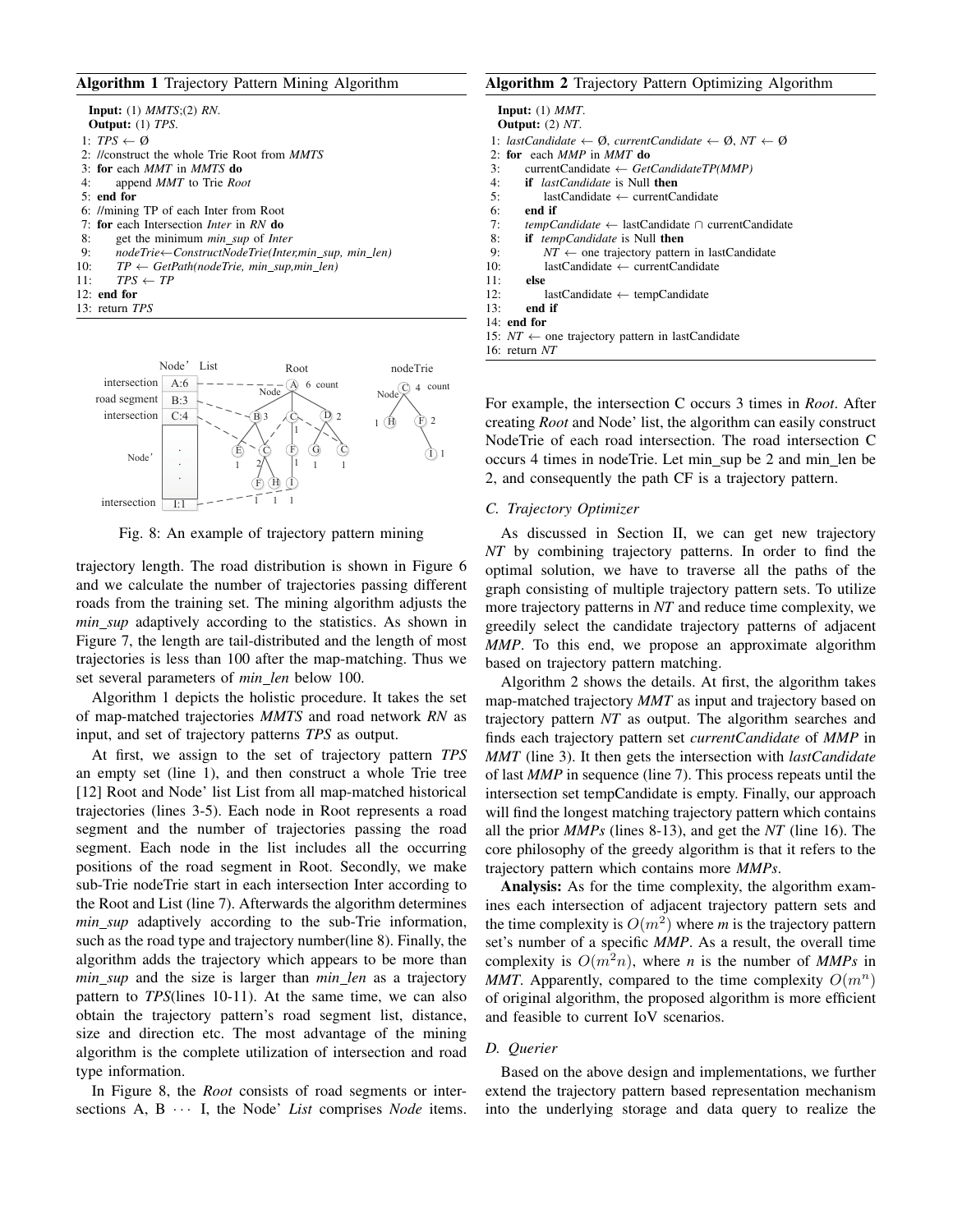**Algorithm 1** Trajectory Pattern Mining Algorithm

```
Input: (1) MMTS;(2) RN.
Output: (1) TPS.
1: TPS ← Ø
2: //construct the whole Trie Root from MMTS
3: for each MMT in MMTS do
4:     append MMT to Trie Root
5: end for
6: //mining TP of each Inter from Root
7: for each Intersection Inter in RN do
8:     get the minimum min_sup of Inter
9:     nodeTrie←ConstructNodeTrie(Inter,min_sup, min_len)
10:    TP ← GetPath(nodeTrie, min_sup,min_len)
11:    TPS ← TP
12: end for
13: return TPS
```

Fig. 8: An example of trajectory pattern mining

trajectory length. The road distribution is shown in Figure 6 and we calculate the number of trajectories passing different roads from the training set. The mining algorithm adjusts the *min_sup* adaptively according to the statistics. As shown in Figure 7, the length are tail-distributed and the length of most trajectories is less than 100 after the map-matching. Thus we set several parameters of *min_len* below 100.

Algorithm 1 depicts the holistic procedure. It takes the set of map-matched trajectories *MMTS* and road network *RN* as input, and set of trajectory patterns *TPS* as output.

At first, we assign to the set of trajectory pattern *TPS* an empty set (line 1), and then construct a whole Trie tree [12] Root and Node' list List from all map-matched historical trajectories (lines 3-5). Each node in Root represents a road segment and the number of trajectories passing the road segment. Each node in the list includes all the occurring positions of the road segment in Root. Secondly, we make sub-Trie nodeTrie start in each intersection Inter according to the Root and List (line 7). Afterwards the algorithm determines *min_sup* adaptively according to the sub-Trie information, such as the road type and trajectory number(line 8). Finally, the algorithm adds the trajectory which appears to be more than *min_sup* and the size is larger than *min_len* as a trajectory pattern to *TPS*(lines 10-11). At the same time, we can also obtain the trajectory pattern's road segment list, distance, size and direction etc. The most advantage of the mining algorithm is the complete utilization of intersection and road type information.

In Figure 8, the *Root* consists of road segments or intersections A, B $\cdots$ I, the Node' *List* comprises *Node* items. For example, the intersection C occurs 3 times in *Root*. After creating *Root* and Node' list, the algorithm can easily construct NodeTrie of each road intersection. The road intersection C occurs 4 times in nodeTrie. Let min_sup be 2 and min_len be 2, and consequently the path CF is a trajectory pattern.

**Algorithm 2** Trajectory Pattern Optimizing Algorithm

```
Input: (1) MMT.
Output: (2) NT.
1: lastCandidate ← Ø, currentCandidate ← Ø, NT ← Ø
2: for each MMP in MMT do
3:     currentCandidate ← GetCandidateTP(MMP)
4:     if lastCandidate is Null then
5:         lastCandidate ← currentCandidate
6:     end if
7:     tempCandidate ← lastCandidate ∩ currentCandidate
8:     if tempCandidate is Null then
9:         NT ← one trajectory pattern in lastCandidate
10:        lastCandidate ← currentCandidate
11:    else
12:        lastCandidate ← tempCandidate
13:    end if
14: end for
15: NT ← one trajectory pattern in lastCandidate
16: return NT
```

### C. Trajectory Optimizer

As discussed in Section II, we can get new trajectory *NT* by combining trajectory patterns. In order to find the optimal solution, we have to traverse all the paths of the graph consisting of multiple trajectory pattern sets. To utilize more trajectory patterns in *NT* and reduce time complexity, we greedily select the candidate trajectory patterns of adjacent *MMP*. To this end, we propose an approximate algorithm based on trajectory pattern matching.

Algorithm 2 shows the details. At first, the algorithm takes map-matched trajectory *MMT* as input and trajectory based on trajectory pattern *NT* as output. The algorithm searches and finds each trajectory pattern set *currentCandidate* of *MMP* in *MMT* (line 3). It then gets the intersection with *lastCandidate* of last *MMP* in sequence (line 7). This process repeats until the intersection set tempCandidate is empty. Finally, our approach will find the longest matching trajectory pattern which contains all the prior *MMPs* (lines 8-13), and get the *NT* (line 16). The core philosophy of the greedy algorithm is that it refers to the trajectory pattern which contains more *MMPs*.

**Analysis:** As for the time complexity, the algorithm examines each intersection of adjacent trajectory pattern sets and the time complexity is $O(m^2)$ where *m* is the trajectory pattern set's number of a specific *MMP*. As a result, the overall time complexity is $O(m^2n)$, where *n* is the number of *MMPs* in *MMT*. Apparently, compared to the time complexity $O(m^n)$ of original algorithm, the proposed algorithm is more efficient and feasible to current IoV scenarios.

### D. Querier

Based on the above design and implementations, we further extend the trajectory pattern based representation mechanism into the underlying storage and data query to realize the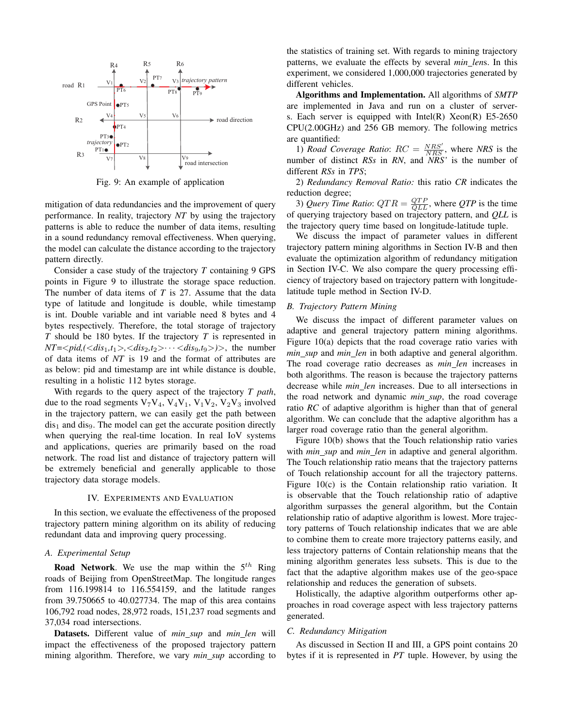Fig. 9: An example of application

mitigation of data redundancies and the improvement of query performance. In reality, trajectory *NT* by using the trajectory patterns is able to reduce the number of data items, resulting in a sound redundancy removal effectiveness. When querying, the model can calculate the distance according to the trajectory pattern directly.

Consider a case study of the trajectory *T* containing 9 GPS points in Figure 9 to illustrate the storage space reduction. The number of data items of *T* is 27. Assume that the data type of latitude and longitude is double, while timestamp is int. Double variable and int variable need 8 bytes and 4 bytes respectively. Therefore, the total storage of trajectory *T* should be 180 bytes. If the trajectory *T* is represented in *NT*=<*pid*,(<$dis_1$,$t_1$>,<$dis_2$,$t_2$>$\cdots$<$dis_9$,$t_9$>)>, the number of data items of *NT* is 19 and the format of attributes are as below: pid and timestamp are int while distance is double, resulting in a holistic 112 bytes storage.

With regards to the query aspect of the trajectory *T path*, due to the road segments $V_7V_4$, $V_4V_1$, $V_1V_2$, $V_2V_3$ involved in the trajectory pattern, we can easily get the path between $dis_1$ and $dis_9$. The model can get the accurate position directly when querying the real-time location. In real IoV systems and applications, queries are primarily based on the road network. The road list and distance of trajectory pattern will be extremely beneficial and generally applicable to those trajectory data storage models.

## IV. Experiments and Evaluation

In this section, we evaluate the effectiveness of the proposed trajectory pattern mining algorithm on its ability of reducing redundant data and improving query processing.

### A. Experimental Setup

**Road Network**. We use the map within the $5^{th}$ Ring roads of Beijing from OpenStreetMap. The longitude ranges from 116.199814 to 116.554159, and the latitude ranges from 39.750665 to 40.027734. The map of this area contains 106,792 road nodes, 28,972 roads, 151,237 road segments and 37,034 road intersections.

**Datasets.** Different value of *min_sup* and *min_len* will impact the effectiveness of the proposed trajectory pattern mining algorithm. Therefore, we vary *min_sup* according to the statistics of training set. With regards to mining trajectory patterns, we evaluate the effects by several *min_len*s. In this experiment, we considered 1,000,000 trajectories generated by different vehicles.

**Algorithms and Implementation.** All algorithms of *SMTP* are implemented in Java and run on a cluster of servers. Each server is equipped with Intel(R) Xeon(R) E5-2650 CPU(2.00GHz) and 256 GB memory. The following metrics are quantified:

1) *Road Coverage Ratio*: $RC = \frac{NRS'}{NRS}$, where *NRS* is the number of distinct *RSs* in *RN*, and *NRS'* is the number of different *RSs* in *TPS*;

2) *Redundancy Removal Ratio:* this ratio *CR* indicates the reduction degree;

3) *Query Time Ratio*: $QTR = \frac{QTP}{QLL}$, where *QTP* is the time of querying trajectory based on trajectory pattern, and *QLL* is the trajectory query time based on longitude-latitude tuple.

We discuss the impact of parameter values in different trajectory pattern mining algorithms in Section IV-B and then evaluate the optimization algorithm of redundancy mitigation in Section IV-C. We also compare the query processing efficiency of trajectory based on trajectory pattern with longitude-latitude tuple method in Section IV-D.

### B. Trajectory Pattern Mining

We discuss the impact of different parameter values on adaptive and general trajectory pattern mining algorithms. Figure 10(a) depicts that the road coverage ratio varies with *min_sup* and *min_len* in both adaptive and general algorithm. The road coverage ratio decreases as *min_len* increases in both algorithms. The reason is because the trajectory patterns decrease while *min_len* increases. Due to all intersections in the road network and dynamic *min_sup*, the road coverage ratio *RC* of adaptive algorithm is higher than that of general algorithm. We can conclude that the adaptive algorithm has a larger road coverage ratio than the general algorithm.

Figure 10(b) shows that the Touch relationship ratio varies with *min_sup* and *min_len* in adaptive and general algorithm. The Touch relationship ratio means that the trajectory patterns of Touch relationship account for all the trajectory patterns. Figure 10(c) is the Contain relationship ratio variation. It is observable that the Touch relationship ratio of adaptive algorithm surpasses the general algorithm, but the Contain relationship ratio of adaptive algorithm is lowest. More trajectory patterns of Touch relationship indicates that we are able to combine them to create more trajectory patterns easily, and less trajectory patterns of Contain relationship means that the mining algorithm generates less subsets. This is due to the fact that the adaptive algorithm makes use of the geo-space relationship and reduces the generation of subsets.

Holistically, the adaptive algorithm outperforms other approaches in road coverage aspect with less trajectory patterns generated.

### C. Redundancy Mitigation

As discussed in Section II and III, a GPS point contains 20 bytes if it is represented in *PT* tuple. However, by using the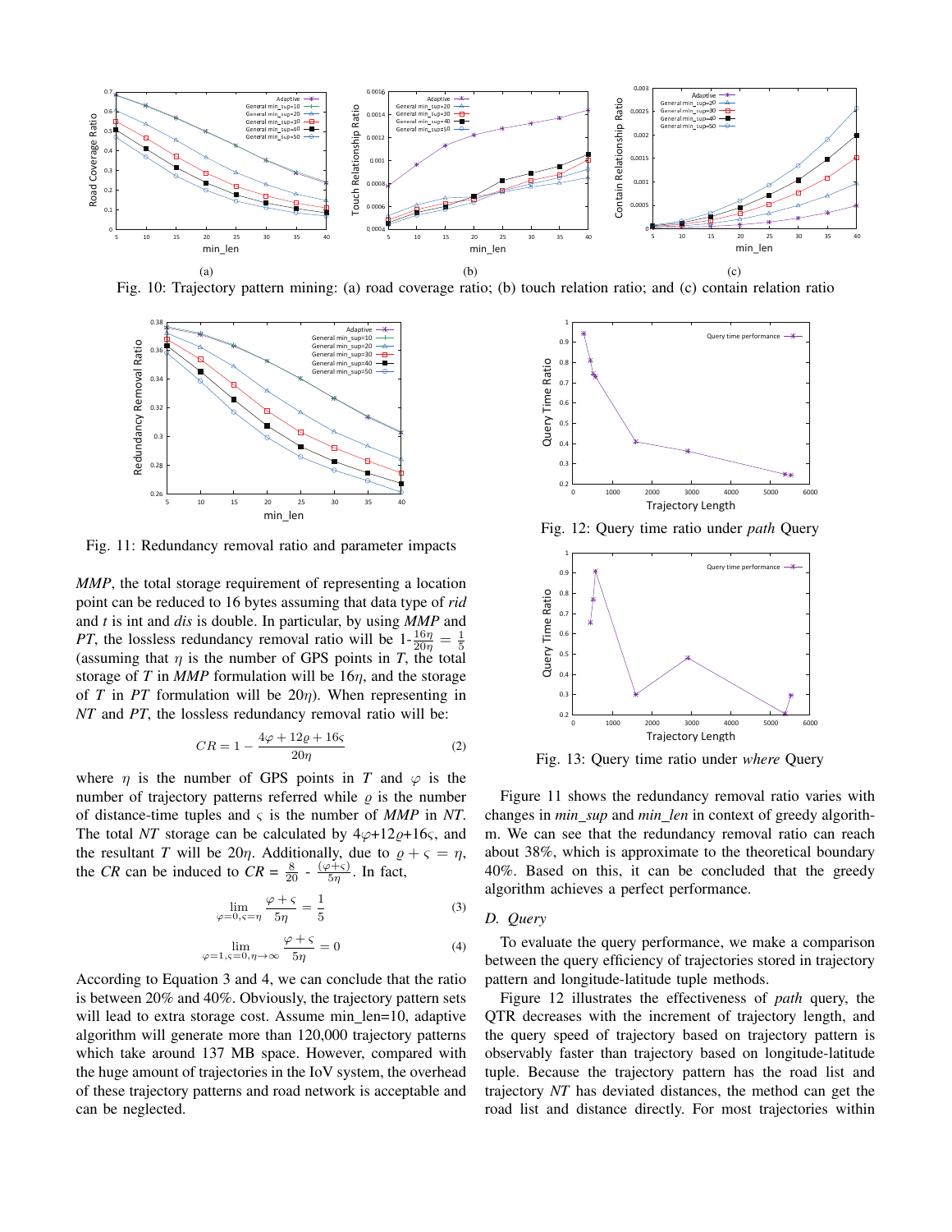Fig. 10: Trajectory pattern mining: (a) road coverage ratio; (b) touch relation ratio; and (c) contain relation ratio

Fig. 11: Redundancy removal ratio and parameter impacts

*MMP*, the total storage requirement of representing a location point can be reduced to 16 bytes assuming that data type of *rid* and *t* is int and *dis* is double. In particular, by using *MMP* and *PT*, the lossless redundancy removal ratio will be 1-$\frac{16\eta}{20\eta} = \frac{1}{5}$ (assuming that $\eta$ is the number of GPS points in $T$, the total storage of $T$ in *MMP* formulation will be $16\eta$, and the storage of $T$ in *PT* formulation will be $20\eta$). When representing in *NT* and *PT*, the lossless redundancy removal ratio will be:

$$CR = 1 - \frac{4\varphi + 12\varrho + 16\varsigma}{20\eta} \tag{2}$$

where $\eta$ is the number of GPS points in $T$ and $\varphi$ is the number of trajectory patterns referred while $\varrho$ is the number of distance-time tuples and $\varsigma$ is the number of *MMP* in *NT*. The total *NT* storage can be calculated by $4\varphi$+$12\varrho$+$16\varsigma$, and the resultant $T$ will be $20\eta$. Additionally, due to $\varrho + \varsigma = \eta$, the *CR* can be induced to *CR* = $\frac{8}{20}$ - $\frac{(\varphi+\varsigma)}{5\eta}$. In fact,

$$\lim_{\varphi=0,\varsigma=\eta} \frac{\varphi+\varsigma}{5\eta} = \frac{1}{5} \tag{3}$$

$$\lim_{\varphi=1,\varsigma=0,\eta\to\infty} \frac{\varphi+\varsigma}{5\eta} = 0 \tag{4}$$

According to Equation 3 and 4, we can conclude that the ratio is between 20% and 40%. Obviously, the trajectory pattern sets will lead to extra storage cost. Assume min_len=10, adaptive algorithm will generate more than 120,000 trajectory patterns which take around 137 MB space. However, compared with the huge amount of trajectories in the IoV system, the overhead of these trajectory patterns and road network is acceptable and can be neglected.

Fig. 12: Query time ratio under *path* Query

Fig. 13: Query time ratio under *where* Query

Figure 11 shows the redundancy removal ratio varies with changes in *min_sup* and *min_len* in context of greedy algorithm. We can see that the redundancy removal ratio can reach about 38%, which is approximate to the theoretical boundary 40%. Based on this, it can be concluded that the greedy algorithm achieves a perfect performance.

### D. Query

To evaluate the query performance, we make a comparison between the query efficiency of trajectories stored in trajectory pattern and longitude-latitude tuple methods.

Figure 12 illustrates the effectiveness of *path* query, the QTR decreases with the increment of trajectory length, and the query speed of trajectory based on trajectory pattern is observably faster than trajectory based on longitude-latitude tuple. Because the trajectory pattern has the road list and trajectory *NT* has deviated distances, the method can get the road list and distance directly. For most trajectories within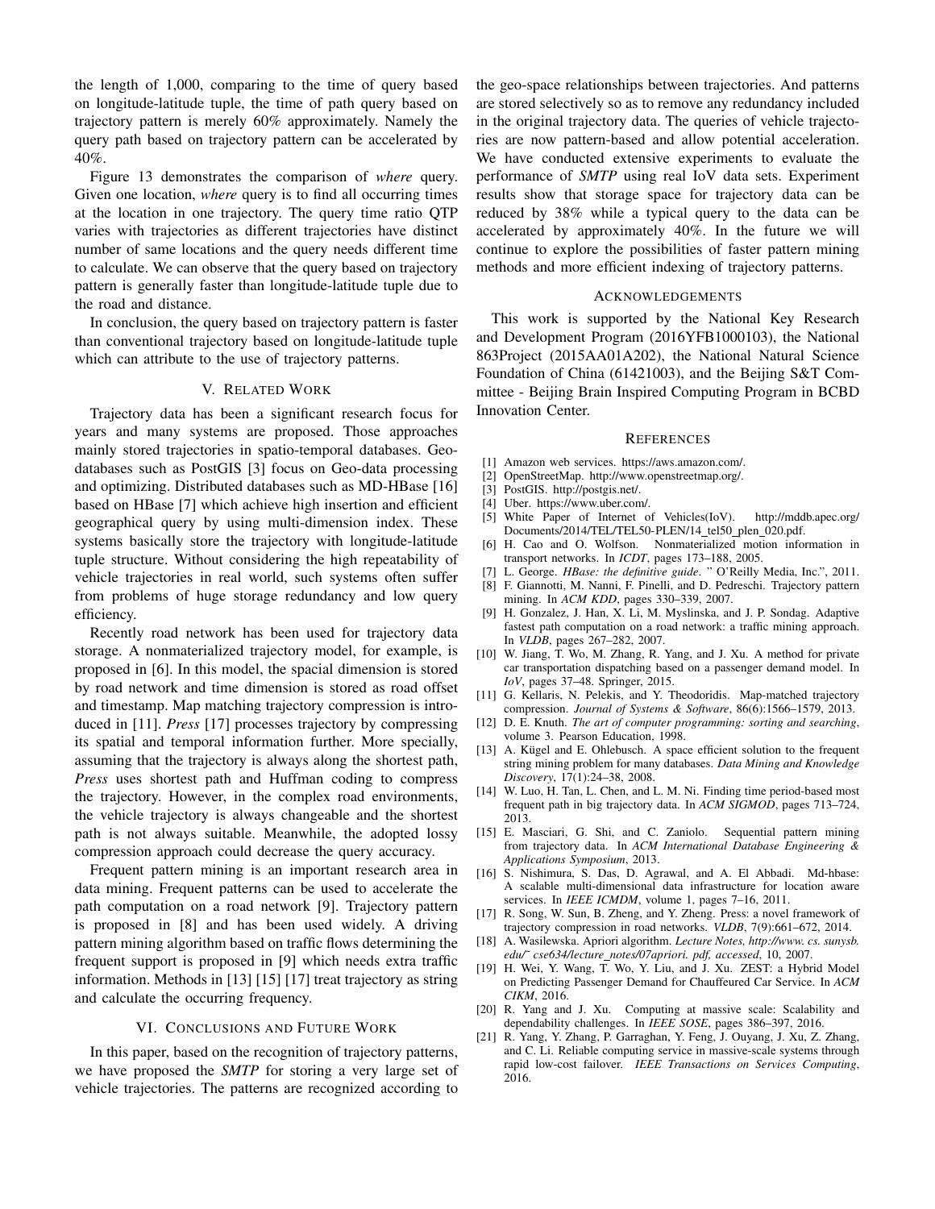the length of 1,000, comparing to the time of query based on longitude-latitude tuple, the time of path query based on trajectory pattern is merely 60% approximately. Namely the query path based on trajectory pattern can be accelerated by 40%.

Figure 13 demonstrates the comparison of *where* query. Given one location, *where* query is to find all occurring times at the location in one trajectory. The query time ratio QTP varies with trajectories as different trajectories have distinct number of same locations and the query needs different time to calculate. We can observe that the query based on trajectory pattern is generally faster than longitude-latitude tuple due to the road and distance.

In conclusion, the query based on trajectory pattern is faster than conventional trajectory based on longitude-latitude tuple which can attribute to the use of trajectory patterns.

## V. Related Work

Trajectory data has been a significant research focus for years and many systems are proposed. Those approaches mainly stored trajectories in spatio-temporal databases. Geo-databases such as PostGIS [3] focus on Geo-data processing and optimizing. Distributed databases such as MD-HBase [16] based on HBase [7] which achieve high insertion and efficient geographical query by using multi-dimension index. These systems basically store the trajectory with longitude-latitude tuple structure. Without considering the high repeatability of vehicle trajectories in real world, such systems often suffer from problems of huge storage redundancy and low query efficiency.

Recently road network has been used for trajectory data storage. A nonmaterialized trajectory model, for example, is proposed in [6]. In this model, the spacial dimension is stored by road network and time dimension is stored as road offset and timestamp. Map matching trajectory compression is introduced in [11]. *Press* [17] processes trajectory by compressing its spatial and temporal information further. More specially, assuming that the trajectory is always along the shortest path, *Press* uses shortest path and Huffman coding to compress the trajectory. However, in the complex road environments, the vehicle trajectory is always changeable and the shortest path is not always suitable. Meanwhile, the adopted lossy compression approach could decrease the query accuracy.

Frequent pattern mining is an important research area in data mining. Frequent patterns can be used to accelerate the path computation on a road network [9]. Trajectory pattern is proposed in [8] and has been used widely. A driving pattern mining algorithm based on traffic flows determining the frequent support is proposed in [9] which needs extra traffic information. Methods in [13] [15] [17] treat trajectory as string and calculate the occurring frequency.

## VI. Conclusions and Future Work

In this paper, based on the recognition of trajectory patterns, we have proposed the *SMTP* for storing a very large set of vehicle trajectories. The patterns are recognized according to the geo-space relationships between trajectories. And patterns are stored selectively so as to remove any redundancy included in the original trajectory data. The queries of vehicle trajectories are now pattern-based and allow potential acceleration. We have conducted extensive experiments to evaluate the performance of *SMTP* using real IoV data sets. Experiment results show that storage space for trajectory data can be reduced by 38% while a typical query to the data can be accelerated by approximately 40%. In the future we will continue to explore the possibilities of faster pattern mining methods and more efficient indexing of trajectory patterns.

## Acknowledgements

This work is supported by the National Key Research and Development Program (2016YFB1000103), the National 863Project (2015AA01A202), the National Natural Science Foundation of China (61421003), and the Beijing S&T Committee - Beijing Brain Inspired Computing Program in BCBD Innovation Center.

## References

[1] Amazon web services. https://aws.amazon.com/.

[2] OpenStreetMap. http://www.openstreetmap.org/.

[3] PostGIS. http://postgis.net/.

[4] Uber. https://www.uber.com/.

[5] White Paper of Internet of Vehicles(IoV). http://mddb.apec.org/Documents/2014/TEL/TEL50-PLEN/14_tel50_plen_020.pdf.

[6] H. Cao and O. Wolfson. Nonmaterialized motion information in transport networks. In *ICDT*, pages 173–188, 2005.

[7] L. George. *HBase: the definitive guide*. " O'Reilly Media, Inc.", 2011.

[8] F. Giannotti, M. Nanni, F. Pinelli, and D. Pedreschi. Trajectory pattern mining. In *ACM KDD*, pages 330–339, 2007.

[9] H. Gonzalez, J. Han, X. Li, M. Myslinska, and J. P. Sondag. Adaptive fastest path computation on a road network: a traffic mining approach. In *VLDB*, pages 267–282, 2007.

[10] W. Jiang, T. Wo, M. Zhang, R. Yang, and J. Xu. A method for private car transportation dispatching based on a passenger demand model. In *IoV*, pages 37–48. Springer, 2015.

[11] G. Kellaris, N. Pelekis, and Y. Theodoridis. Map-matched trajectory compression. *Journal of Systems & Software*, 86(6):1566–1579, 2013.

[12] D. E. Knuth. *The art of computer programming: sorting and searching*, volume 3. Pearson Education, 1998.

[13] A. Kügel and E. Ohlebusch. A space efficient solution to the frequent string mining problem for many databases. *Data Mining and Knowledge Discovery*, 17(1):24–38, 2008.

[14] W. Luo, H. Tan, L. Chen, and L. M. Ni. Finding time period-based most frequent path in big trajectory data. In *ACM SIGMOD*, pages 713–724, 2013.

[15] E. Masciari, G. Shi, and C. Zaniolo. Sequential pattern mining from trajectory data. In *ACM International Database Engineering & Applications Symposium*, 2013.

[16] S. Nishimura, S. Das, D. Agrawal, and A. El Abbadi. Md-hbase: A scalable multi-dimensional data infrastructure for location aware services. In *IEEE ICMDM*, volume 1, pages 7–16, 2011.

[17] R. Song, W. Sun, B. Zheng, and Y. Zheng. Press: a novel framework of trajectory compression in road networks. *VLDB*, 7(9):661–672, 2014.

[18] A. Wasilewska. Apriori algorithm. *Lecture Notes, http://www. cs. sunysb. edu/˜ cse634/lecture_notes/07apriori. pdf, accessed*, 10, 2007.

[19] H. Wei, Y. Wang, T. Wo, Y. Liu, and J. Xu. ZEST: a Hybrid Model on Predicting Passenger Demand for Chauffeured Car Service. In *ACM CIKM*, 2016.

[20] R. Yang and J. Xu. Computing at massive scale: Scalability and dependability challenges. In *IEEE SOSE*, pages 386–397, 2016.

[21] R. Yang, Y. Zhang, P. Garraghan, Y. Feng, J. Ouyang, J. Xu, Z. Zhang, and C. Li. Reliable computing service in massive-scale systems through rapid low-cost failover. *IEEE Transactions on Services Computing*, 2016.